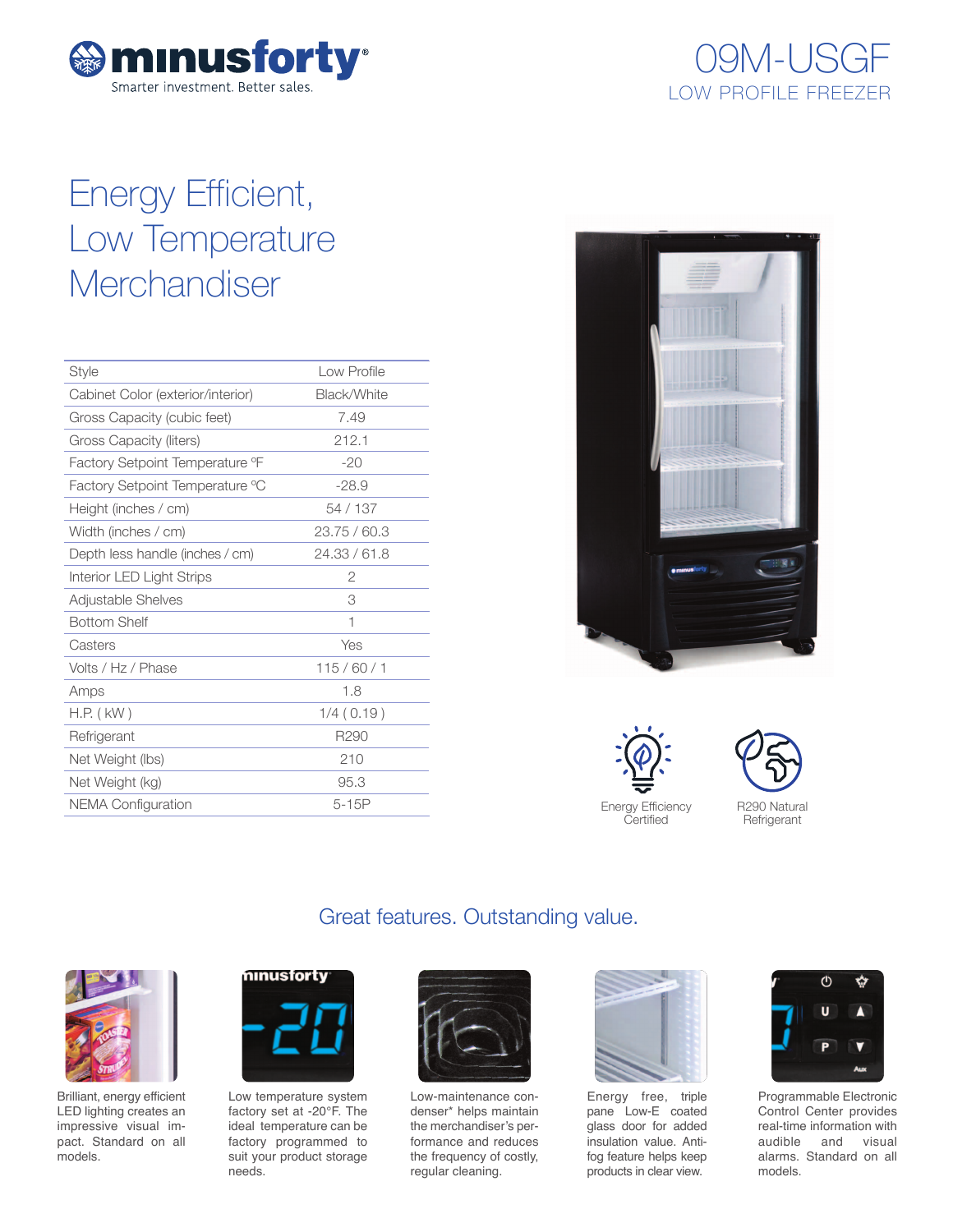minusforty
Smarter investment. Better sales.

# 09M-USGF
## LOW PROFILE FREEZER

# Energy Efficient, Low Temperature Merchandiser

| | |
|---|---|
| Style | Low Profile |
| Cabinet Color (exterior/interior) | Black/White |
| Gross Capacity (cubic feet) | 7.49 |
| Gross Capacity (liters) | 212.1 |
| Factory Setpoint Temperature ºF | -20 |
| Factory Setpoint Temperature ºC | -28.9 |
| Height (inches / cm) | 54 / 137 |
| Width (inches / cm) | 23.75 / 60.3 |
| Depth less handle (inches / cm) | 24.33 / 61.8 |
| Interior LED Light Strips | 2 |
| Adjustable Shelves | 3 |
| Bottom Shelf | 1 |
| Casters | Yes |
| Volts / Hz / Phase | 115 / 60 / 1 |
| Amps | 1.8 |
| H.P. ( kW ) | 1/4 ( 0.19 ) |
| Refrigerant | R290 |
| Net Weight (lbs) | 210 |
| Net Weight (kg) | 95.3 |
| NEMA Configuration | 5-15P |

Energy Efficiency Certified

R290 Natural Refrigerant

## Great features. Outstanding value.

Brilliant, energy efficient LED lighting creates an impressive visual impact. Standard on all models.

Low temperature system factory set at -20°F. The ideal temperature can be factory programmed to suit your product storage needs.

Low-maintenance condenser* helps maintain the merchandiser's performance and reduces the frequency of costly, regular cleaning.

Energy free, triple pane Low-E coated glass door for added insulation value. Anti-fog feature helps keep products in clear view.

Programmable Electronic Control Center provides real-time information with audible and visual alarms. Standard on all models.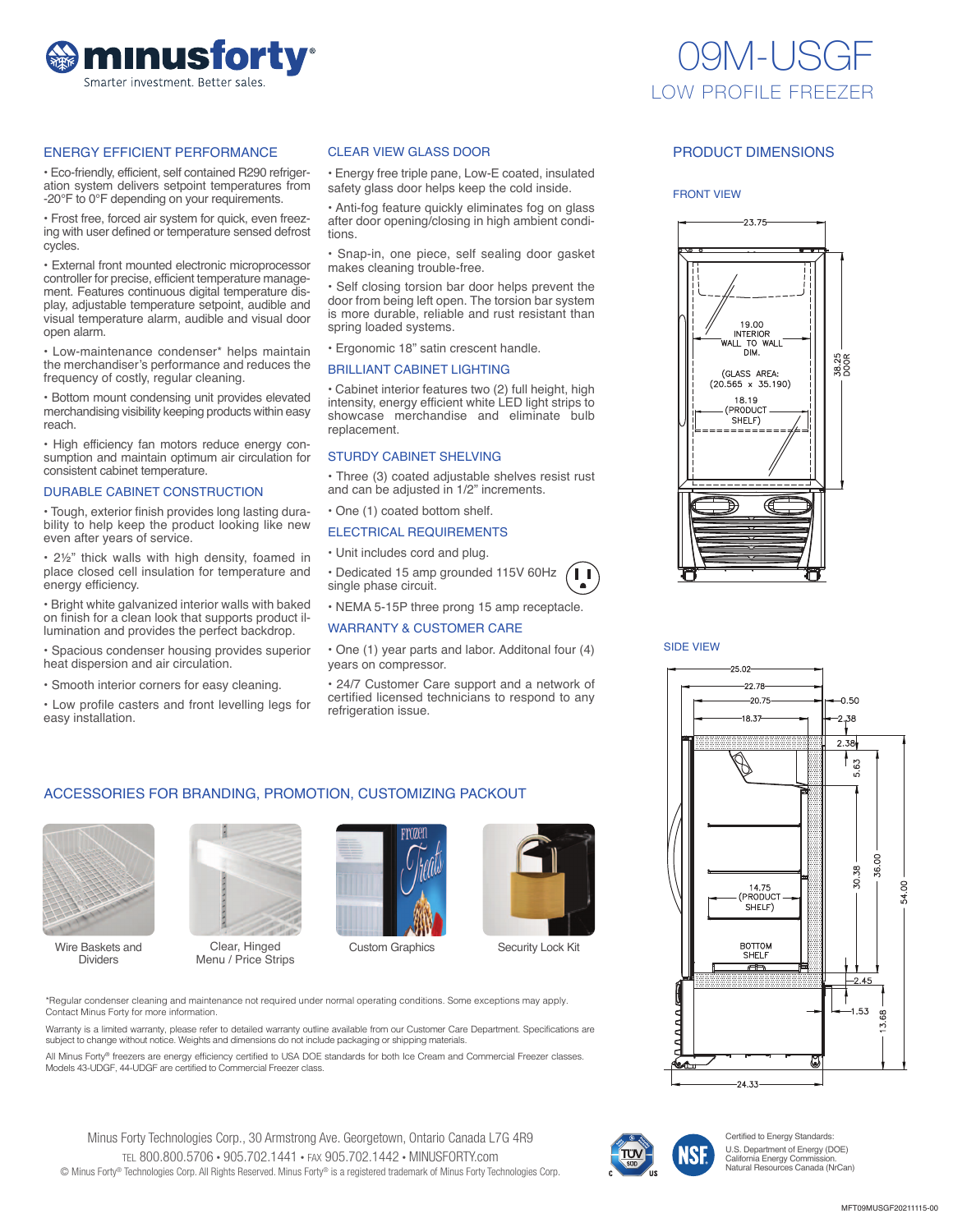# 09M-USGF

## LOW PROFILE FREEZER

### ENERGY EFFICIENT PERFORMANCE

- Eco-friendly, efficient, self contained R290 refrigeration system delivers setpoint temperatures from -20°F to 0°F depending on your requirements.
- Frost free, forced air system for quick, even freezing with user defined or temperature sensed defrost cycles.
- External front mounted electronic microprocessor controller for precise, efficient temperature management. Features continuous digital temperature display, adjustable temperature setpoint, audible and visual temperature alarm, audible and visual door open alarm.
- Low-maintenance condenser* helps maintain the merchandiser's performance and reduces the frequency of costly, regular cleaning.
- Bottom mount condensing unit provides elevated merchandising visibility keeping products within easy reach.
- High efficiency fan motors reduce energy consumption and maintain optimum air circulation for consistent cabinet temperature.

### DURABLE CABINET CONSTRUCTION

- Tough, exterior finish provides long lasting durability to help keep the product looking like new even after years of service.
- 2½" thick walls with high density, foamed in place closed cell insulation for temperature and energy efficiency.
- Bright white galvanized interior walls with baked on finish for a clean look that supports product illumination and provides the perfect backdrop.
- Spacious condenser housing provides superior heat dispersion and air circulation.
- Smooth interior corners for easy cleaning.
- Low profile casters and front levelling legs for easy installation.

### CLEAR VIEW GLASS DOOR

- Energy free triple pane, Low-E coated, insulated safety glass door helps keep the cold inside.
- Anti-fog feature quickly eliminates fog on glass after door opening/closing in high ambient conditions.
- Snap-in, one piece, self sealing door gasket makes cleaning trouble-free.
- Self closing torsion bar door helps prevent the door from being left open. The torsion bar system is more durable, reliable and rust resistant than spring loaded systems.
- Ergonomic 18" satin crescent handle.

### BRILLIANT CABINET LIGHTING

- Cabinet interior features two (2) full height, high intensity, energy efficient white LED light strips to showcase merchandise and eliminate bulb replacement.

### STURDY CABINET SHELVING

- Three (3) coated adjustable shelves resist rust and can be adjusted in 1/2" increments.
- One (1) coated bottom shelf.

### ELECTRICAL REQUIREMENTS

- Unit includes cord and plug.
- Dedicated 15 amp grounded 115V 60Hz single phase circuit.
- NEMA 5-15P three prong 15 amp receptacle.

### WARRANTY & CUSTOMER CARE

- One (1) year parts and labor. Additonal four (4) years on compressor.
- 24/7 Customer Care support and a network of certified licensed technicians to respond to any refrigeration issue.

### PRODUCT DIMENSIONS

FRONT VIEW

23.75
19.00 INTERIOR WALL TO WALL DIM.
(GLASS AREA: (20.565 x 35.190)
18.19 (PRODUCT SHELF)
38.25 DOOR

SIDE VIEW

25.02
22.78
20.75
18.37
0.50
2.38
2.38
5.63
14.75 (PRODUCT SHELF)
BOTTOM SHELF
30.38
36.00
54.00
2.45
1.53
13.68
24.33

### ACCESSORIES FOR BRANDING, PROMOTION, CUSTOMIZING PACKOUT

Wire Baskets and Dividers

Clear, Hinged Menu / Price Strips

Custom Graphics

Security Lock Kit

*Regular condenser cleaning and maintenance not required under normal operating conditions. Some exceptions may apply. Contact Minus Forty for more information.

Warranty is a limited warranty, please refer to detailed warranty outline available from our Customer Care Department. Specifications are subject to change without notice. Weights and dimensions do not include packaging or shipping materials.

All Minus Forty® freezers are energy efficiency certified to USA DOE standards for both Ice Cream and Commercial Freezer classes. Models 43-UDGF, 44-UDGF are certified to Commercial Freezer class.

Minus Forty Technologies Corp., 30 Armstrong Ave. Georgetown, Ontario Canada L7G 4R9
TEL 800.800.5706 • 905.702.1441 • FAX 905.702.1442 • MINUSFORTY.com
© Minus Forty® Technologies Corp. All Rights Reserved. Minus Forty® is a registered trademark of Minus Forty Technologies Corp.

Certified to Energy Standards:
U.S. Department of Energy (DOE)
California Energy Commission.
Natural Resources Canada (NrCan)

MFT09MUSGF20211115-00